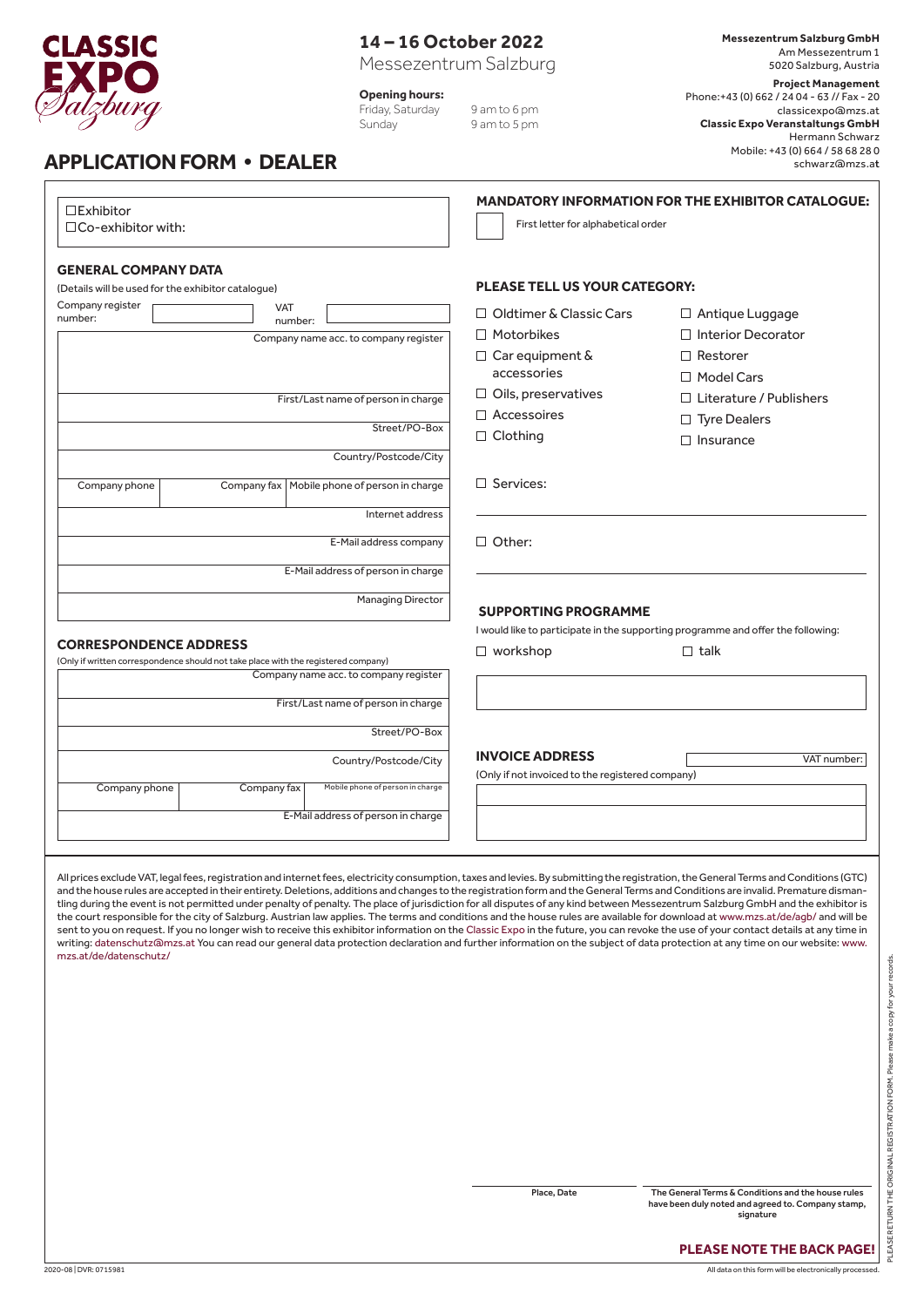CLASSIC EXPO Salzburg

## 14 – 16 October 2022

Messezentrum Salzburg

**Opening hours:**

| | |
|---|---|
| Friday, Saturday | 9 am to 6 pm |
| Sunday | 9 am to 5 pm |

**Messezentrum Salzburg GmbH**
Am Messezentrum 1
5020 Salzburg, Austria

**Project Management**
Phone:+43 (0) 662 / 24 04 - 63 // Fax - 20
classicexpo@mzs.at
**Classic Expo Veranstaltungs GmbH**
Hermann Schwarz
Mobile: +43 (0) 664 / 58 68 28 0
schwarz@mzs.at

# APPLICATION FORM • DEALER

☐ Exhibitor
☐ Co-exhibitor with:

### GENERAL COMPANY DATA

(Details will be used for the exhibitor catalogue)

Company register number: ______ VAT number: ______

Company name acc. to company register

First/Last name of person in charge

Street/PO-Box

Country/Postcode/City

Company phone | Company fax | Mobile phone of person in charge

Internet address

E-Mail address company

E-Mail address of person in charge

Managing Director

### CORRESPONDENCE ADDRESS

(Only if written correspondence should not take place with the registered company)

Company name acc. to company register

First/Last name of person in charge

Street/PO-Box

Country/Postcode/City

Company phone | Company fax | Mobile phone of person in charge

E-Mail address of person in charge

### MANDATORY INFORMATION FOR THE EXHIBITOR CATALOGUE:

☐ First letter for alphabetical order

### PLEASE TELL US YOUR CATEGORY:

- ☐ Oldtimer & Classic Cars
- ☐ Motorbikes
- ☐ Car equipment & accessories
- ☐ Oils, preservatives
- ☐ Accessoires
- ☐ Clothing
- ☐ Antique Luggage
- ☐ Interior Decorator
- ☐ Restorer
- ☐ Model Cars
- ☐ Literature / Publishers
- ☐ Tyre Dealers
- ☐ Insurance
- ☐ Services:
- ☐ Other:

### SUPPORTING PROGRAMME

I would like to participate in the supporting programme and offer the following:

☐ workshop ☐ talk

### INVOICE ADDRESS

(Only if not invoiced to the registered company)

VAT number:

All prices exclude VAT, legal fees, registration and internet fees, electricity consumption, taxes and levies. By submitting the registration, the General Terms and Conditions (GTC) and the house rules are accepted in their entirety. Deletions, additions and changes to the registration form and the General Terms and Conditions are invalid. Premature dismantling during the event is not permitted under penalty of penalty. The place of jurisdiction for all disputes of any kind between Messezentrum Salzburg GmbH and the exhibitor is the court responsible for the city of Salzburg. Austrian law applies. The terms and conditions and the house rules are available for download at www.mzs.at/de/agb/ and will be sent to you on request. If you no longer wish to receive this exhibitor information on the Classic Expo in the future, you can revoke the use of your contact details at any time in writing: datenschutz@mzs.at You can read our general data protection declaration and further information on the subject of data protection at any time on our website: www.mzs.at/de/datenschutz/

Place, Date

The General Terms & Conditions and the house rules have been duly noted and agreed to. Company stamp, signature

**PLEASE NOTE THE BACK PAGE!**

PLEASE RETURN THE ORIGINAL REGISTRATION FORM. Please make a copy for your records.

2020-08 | DVR: 0715981

All data on this form will be electronically processed.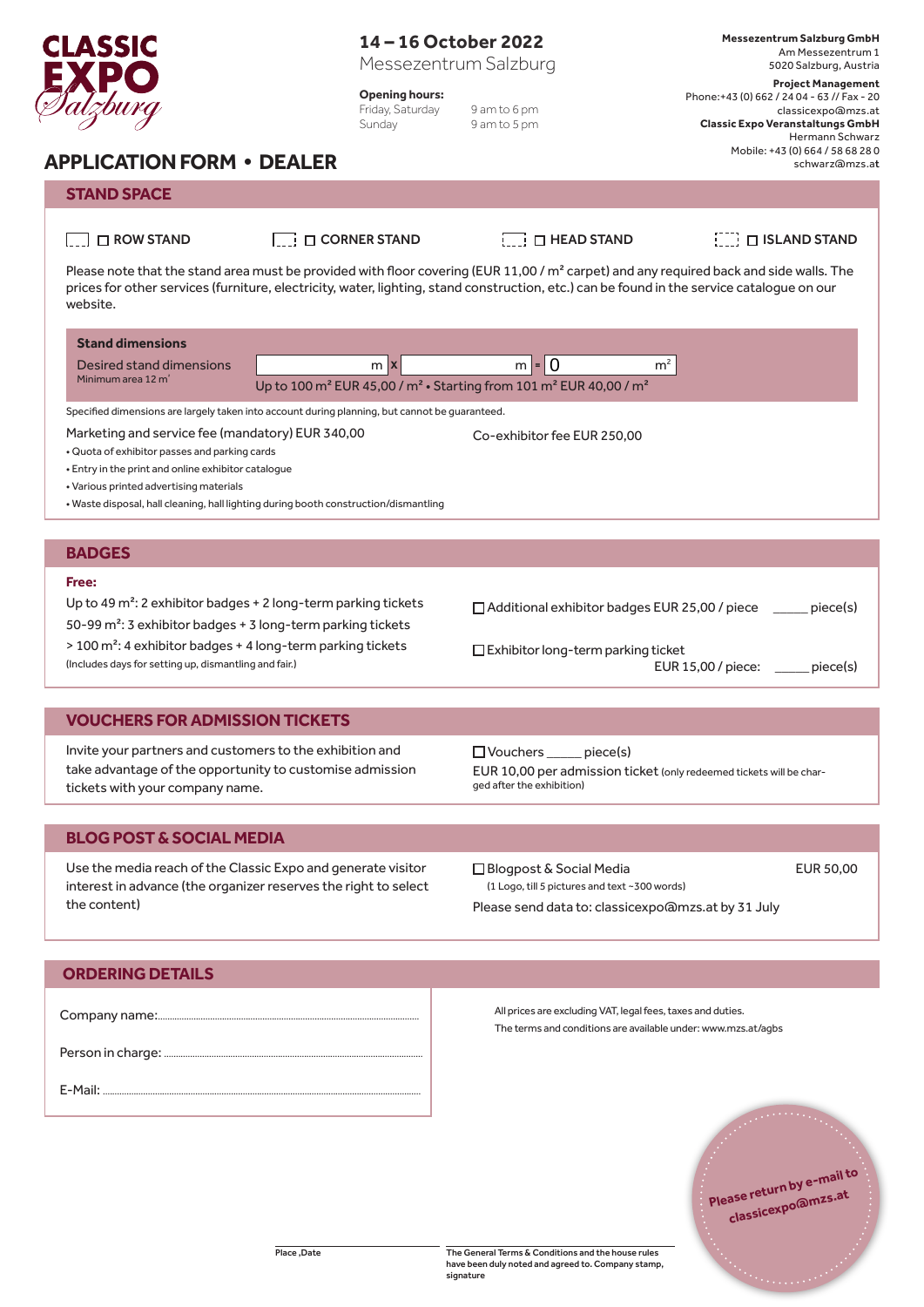**CLASSIC EXPO Salzburg**

**14 – 16 October 2022**
Messezentrum Salzburg

**Opening hours:**
Friday, Saturday 9 am to 6 pm
Sunday 9 am to 5 pm

**Messezentrum Salzburg GmbH**
Am Messezentrum 1
5020 Salzburg, Austria

**Project Management**
Phone:+43 (0) 662 / 24 04 - 63 // Fax - 20
classicexpo@mzs.at
**Classic Expo Veranstaltungs GmbH**
Hermann Schwarz
Mobile: +43 (0) 664 / 58 68 28 0
schwarz@mzs.at

# APPLICATION FORM • DEALER

## STAND SPACE

☐ ROW STAND ☐ CORNER STAND ☐ HEAD STAND ☐ ISLAND STAND

Please note that the stand area must be provided with floor covering (EUR 11,00 / m² carpet) and any required back and side walls. The prices for other services (furniture, electricity, water, lighting, stand construction, etc.) can be found in the service catalogue on our website.

**Stand dimensions**

Desired stand dimensions ______ m x ______ m = 0 m²
Minimum area 12 m²

Up to 100 m² EUR 45,00 / m² • Starting from 101 m² EUR 40,00 / m²

Specified dimensions are largely taken into account during planning, but cannot be guaranteed.

Marketing and service fee (mandatory) EUR 340,00

- Quota of exhibitor passes and parking cards
- Entry in the print and online exhibitor catalogue
- Various printed advertising materials
- Waste disposal, hall cleaning, hall lighting during booth construction/dismantling

Co-exhibitor fee EUR 250,00

## BADGES

**Free:**

Up to 49 m²: 2 exhibitor badges + 2 long-term parking tickets
50-99 m²: 3 exhibitor badges + 3 long-term parking tickets
> 100 m²: 4 exhibitor badges + 4 long-term parking tickets
(Includes days for setting up, dismantling and fair.)

☐ Additional exhibitor badges EUR 25,00 / piece _____ piece(s)

☐ Exhibitor long-term parking ticket
EUR 15,00 / piece: _____ piece(s)

## VOUCHERS FOR ADMISSION TICKETS

Invite your partners and customers to the exhibition and take advantage of the opportunity to customise admission tickets with your company name.

☐ Vouchers _____ piece(s)
EUR 10,00 per admission ticket (only redeemed tickets will be charged after the exhibition)

## BLOG POST & SOCIAL MEDIA

Use the media reach of the Classic Expo and generate visitor interest in advance (the organizer reserves the right to select the content)

☐ Blogpost & Social Media EUR 50,00
(1 Logo, till 5 pictures and text ~300 words)

Please send data to: classicexpo@mzs.at by 31 July

## ORDERING DETAILS

Company name: ......................................................

Person in charge: ......................................................

E-Mail: ......................................................

All prices are excluding VAT, legal fees, taxes and duties.
The terms and conditions are available under: www.mzs.at/agbs

Please return by e-mail to classicexpo@mzs.at

______________________
Place ,Date

______________________
The General Terms & Conditions and the house rules have been duly noted and agreed to. Company stamp, signature